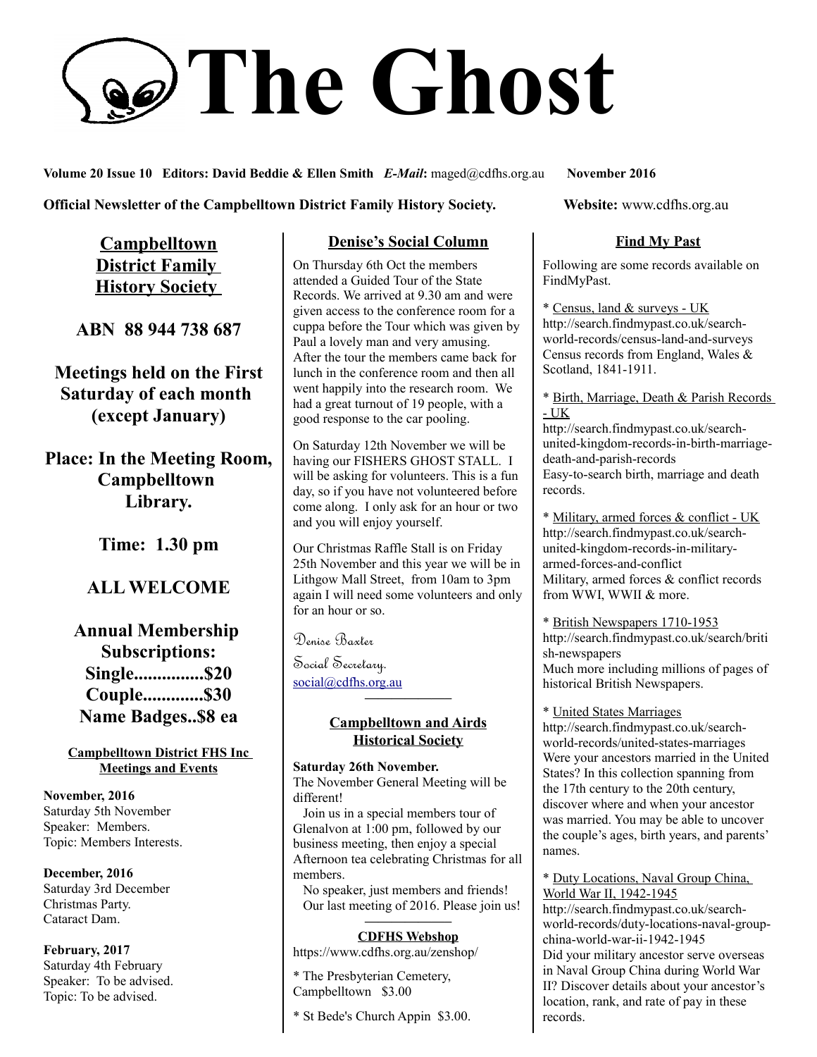# The Ghost

**Volume 20 Issue 10 Editors: David Beddie & Ellen Smith** ***E-Mail*****:** maged@cdfhs.org.au **November 2016**

**Official Newsletter of the Campbelltown District Family History Society.** **Website:** www.cdfhs.org.au

## Campbelltown District Family History Society

**ABN 88 944 738 687**

**Meetings held on the First Saturday of each month (except January)**

**Place: In the Meeting Room, Campbelltown Library.**

**Time: 1.30 pm**

**ALL WELCOME**

**Annual Membership Subscriptions:**
**Single...............$20**
**Couple.............$30**
**Name Badges..$8 ea**

### Campbelltown District FHS Inc Meetings and Events

**November, 2016**
Saturday 5th November
Speaker: Members.
Topic: Members Interests.

**December, 2016**
Saturday 3rd December
Christmas Party.
Cataract Dam.

**February, 2017**
Saturday 4th February
Speaker: To be advised.
Topic: To be advised.

## Denise's Social Column

On Thursday 6th Oct the members attended a Guided Tour of the State Records. We arrived at 9.30 am and were given access to the conference room for a cuppa before the Tour which was given by Paul a lovely man and very amusing. After the tour the members came back for lunch in the conference room and then all went happily into the research room. We had a great turnout of 19 people, with a good response to the car pooling.

On Saturday 12th November we will be having our FISHERS GHOST STALL. I will be asking for volunteers. This is a fun day, so if you have not volunteered before come along. I only ask for an hour or two and you will enjoy yourself.

Our Christmas Raffle Stall is on Friday 25th November and this year we will be in Lithgow Mall Street, from 10am to 3pm again I will need some volunteers and only for an hour or so.

Denise Baxter
Social Secretary.
social@cdfhs.org.au

## Campbelltown and Airds Historical Society

**Saturday 26th November.**
The November General Meeting will be different!

Join us in a special members tour of Glenalvon at 1:00 pm, followed by our business meeting, then enjoy a special Afternoon tea celebrating Christmas for all members.

No speaker, just members and friends! Our last meeting of 2016. Please join us!

## CDFHS Webshop

https://www.cdfhs.org.au/zenshop/

* The Presbyterian Cemetery, Campbelltown $3.00

* St Bede's Church Appin $3.00.

## Find My Past

Following are some records available on FindMyPast.

* Census, land & surveys - UK
http://search.findmypast.co.uk/search-world-records/census-land-and-surveys
Census records from England, Wales & Scotland, 1841-1911.

* Birth, Marriage, Death & Parish Records - UK
http://search.findmypast.co.uk/search-united-kingdom-records-in-birth-marriage-death-and-parish-records
Easy-to-search birth, marriage and death records.

* Military, armed forces & conflict - UK
http://search.findmypast.co.uk/search-united-kingdom-records-in-military-armed-forces-and-conflict
Military, armed forces & conflict records from WWI, WWII & more.

* British Newspapers 1710-1953
http://search.findmypast.co.uk/search/british-newspapers
Much more including millions of pages of historical British Newspapers.

* United States Marriages
http://search.findmypast.co.uk/search-world-records/united-states-marriages
Were your ancestors married in the United States? In this collection spanning from the 17th century to the 20th century, discover where and when your ancestor was married. You may be able to uncover the couple's ages, birth years, and parents' names.

* Duty Locations, Naval Group China, World War II, 1942-1945
http://search.findmypast.co.uk/search-world-records/duty-locations-naval-group-china-world-war-ii-1942-1945
Did your military ancestor serve overseas in Naval Group China during World War II? Discover details about your ancestor's location, rank, and rate of pay in these records.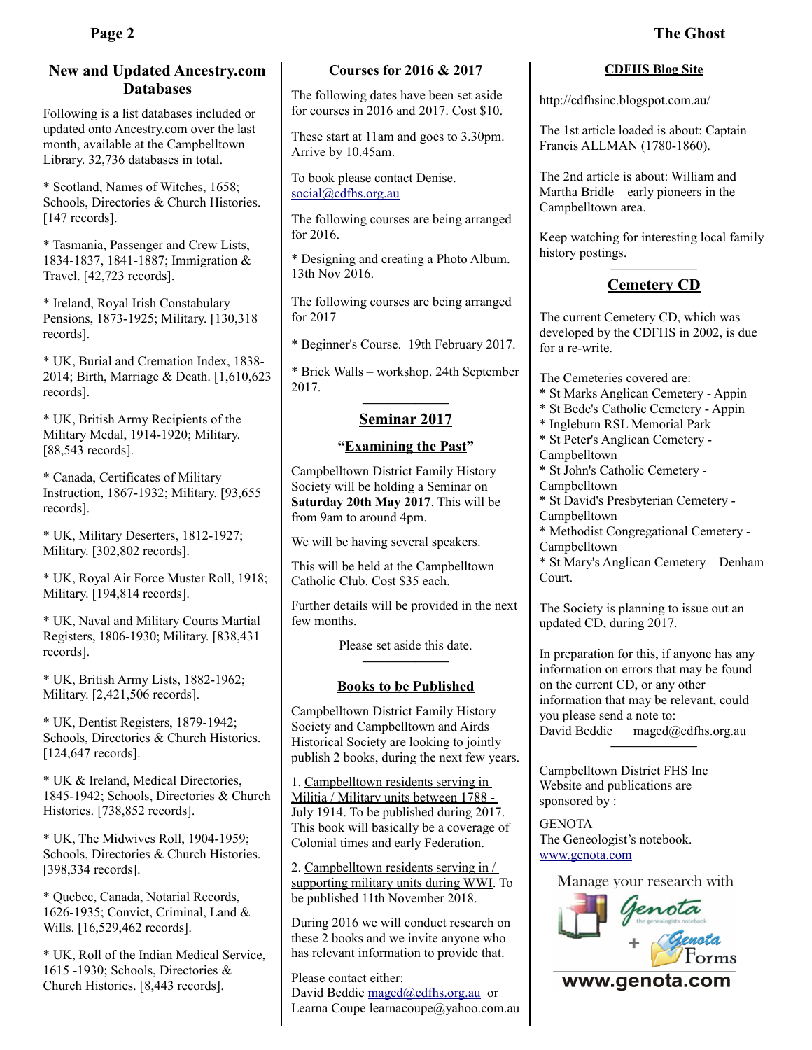## New and Updated Ancestry.com Databases

Following is a list databases included or updated onto Ancestry.com over the last month, available at the Campbelltown Library. 32,736 databases in total.

* Scotland, Names of Witches, 1658; Schools, Directories & Church Histories. [147 records].

* Tasmania, Passenger and Crew Lists, 1834-1837, 1841-1887; Immigration & Travel. [42,723 records].

* Ireland, Royal Irish Constabulary Pensions, 1873-1925; Military. [130,318 records].

* UK, Burial and Cremation Index, 1838-2014; Birth, Marriage & Death. [1,610,623 records].

* UK, British Army Recipients of the Military Medal, 1914-1920; Military. [88,543 records].

* Canada, Certificates of Military Instruction, 1867-1932; Military. [93,655 records].

* UK, Military Deserters, 1812-1927; Military. [302,802 records].

* UK, Royal Air Force Muster Roll, 1918; Military. [194,814 records].

* UK, Naval and Military Courts Martial Registers, 1806-1930; Military. [838,431 records].

* UK, British Army Lists, 1882-1962; Military. [2,421,506 records].

* UK, Dentist Registers, 1879-1942; Schools, Directories & Church Histories. [124,647 records].

* UK & Ireland, Medical Directories, 1845-1942; Schools, Directories & Church Histories. [738,852 records].

* UK, The Midwives Roll, 1904-1959; Schools, Directories & Church Histories. [398,334 records].

* Quebec, Canada, Notarial Records, 1626-1935; Convict, Criminal, Land & Wills. [16,529,462 records].

* UK, Roll of the Indian Medical Service, 1615 -1930; Schools, Directories & Church Histories. [8,443 records].

## Courses for 2016 & 2017

The following dates have been set aside for courses in 2016 and 2017. Cost $10.

These start at 11am and goes to 3.30pm. Arrive by 10.45am.

To book please contact Denise. social@cdfhs.org.au

The following courses are being arranged for 2016.

* Designing and creating a Photo Album. 13th Nov 2016.

The following courses are being arranged for 2017

* Beginner's Course. 19th February 2017.

* Brick Walls – workshop. 24th September 2017.

## Seminar 2017

### "Examining the Past"

Campbelltown District Family History Society will be holding a Seminar on **Saturday 20th May 2017**. This will be from 9am to around 4pm.

We will be having several speakers.

This will be held at the Campbelltown Catholic Club. Cost $35 each.

Further details will be provided in the next few months.

Please set aside this date.

## Books to be Published

Campbelltown District Family History Society and Campbelltown and Airds Historical Society are looking to jointly publish 2 books, during the next few years.

1. Campbelltown residents serving in Militia / Military units between 1788 - July 1914. To be published during 2017. This book will basically be a coverage of Colonial times and early Federation.

2. Campbelltown residents serving in / supporting military units during WWI. To be published 11th November 2018.

During 2016 we will conduct research on these 2 books and we invite anyone who has relevant information to provide that.

Please contact either:
David Beddie maged@cdfhs.org.au or
Learna Coupe learnacoupe@yahoo.com.au

## CDFHS Blog Site

http://cdfhsinc.blogspot.com.au/

The 1st article loaded is about: Captain Francis ALLMAN (1780-1860).

The 2nd article is about: William and Martha Bridle – early pioneers in the Campbelltown area.

Keep watching for interesting local family history postings.

## Cemetery CD

The current Cemetery CD, which was developed by the CDFHS in 2002, is due for a re-write.

The Cemeteries covered are:
* St Marks Anglican Cemetery - Appin
* St Bede's Catholic Cemetery - Appin
* Ingleburn RSL Memorial Park
* St Peter's Anglican Cemetery - Campbelltown
* St John's Catholic Cemetery - Campbelltown
* St David's Presbyterian Cemetery - Campbelltown
* Methodist Congregational Cemetery - Campbelltown
* St Mary's Anglican Cemetery – Denham Court.

The Society is planning to issue out an updated CD, during 2017.

In preparation for this, if anyone has any information on errors that may be found on the current CD, or any other information that may be relevant, could you please send a note to:
David Beddie maged@cdfhs.org.au

Campbelltown District FHS Inc Website and publications are sponsored by :

GENOTA
The Geneologist's notebook.
www.genota.com

Manage your research with Genota the genealogists notebook + Genota Forms

www.genota.com